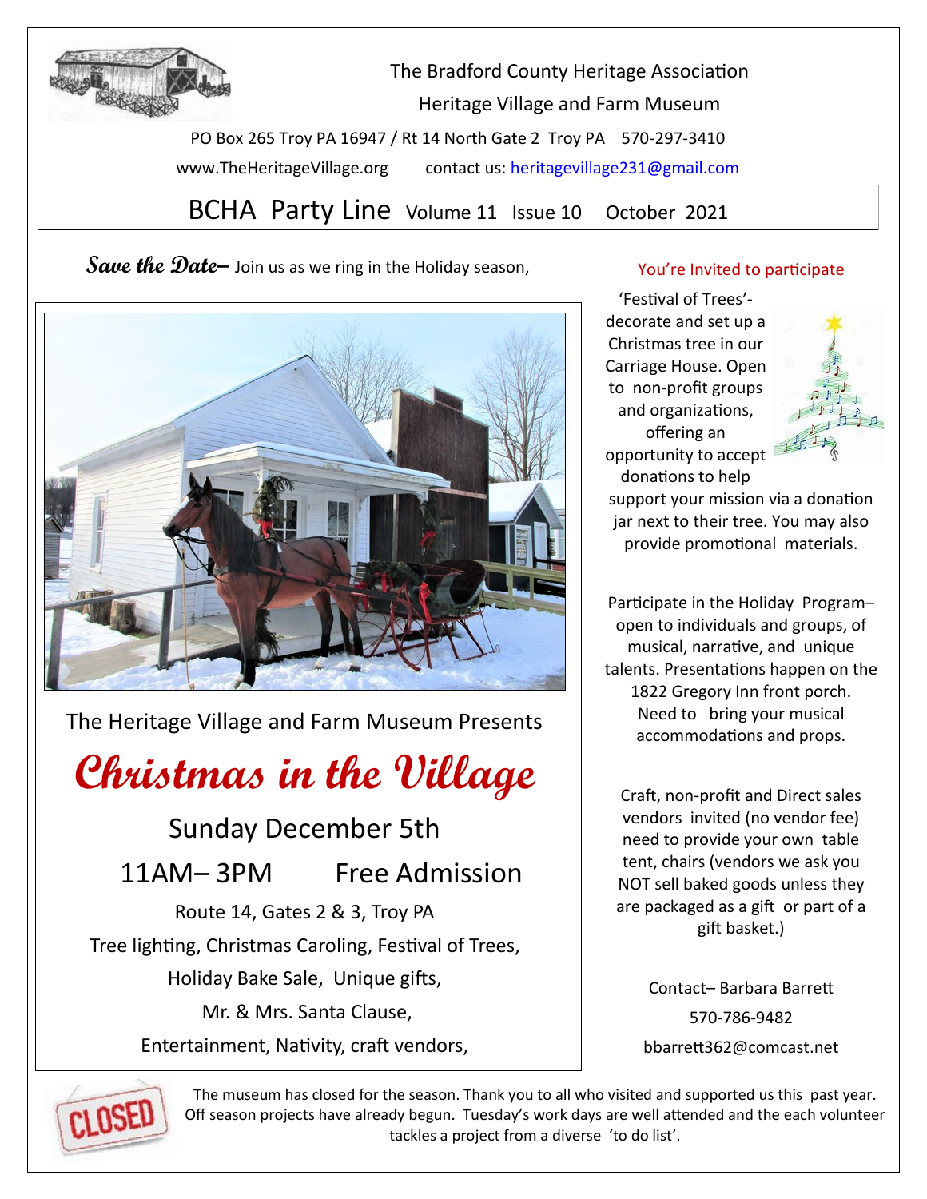The Bradford County Heritage Association

Heritage Village and Farm Museum

PO Box 265 Troy PA 16947 / Rt 14 North Gate 2 Troy PA 570-297-3410

www.TheHeritageVillage.org contact us: heritagevillage231@gmail.com

# BCHA Party Line Volume 11 Issue 10 October 2021

***Save the Date*–** Join us as we ring in the Holiday season,

The Heritage Village and Farm Museum Presents

## Christmas in the Village

### Sunday December 5th

### 11AM– 3PM Free Admission

Route 14, Gates 2 & 3, Troy PA

Tree lighting, Christmas Caroling, Festival of Trees,

Holiday Bake Sale, Unique gifts,

Mr. & Mrs. Santa Clause,

Entertainment, Nativity, craft vendors,

### You're Invited to participate

'Festival of Trees'- decorate and set up a Christmas tree in our Carriage House. Open to non-profit groups and organizations, offering an opportunity to accept donations to help support your mission via a donation jar next to their tree. You may also provide promotional materials.

Participate in the Holiday Program– open to individuals and groups, of musical, narrative, and unique talents. Presentations happen on the 1822 Gregory Inn front porch. Need to bring your musical accommodations and props.

Craft, non-profit and Direct sales vendors invited (no vendor fee) need to provide your own table tent, chairs (vendors we ask you NOT sell baked goods unless they are packaged as a gift or part of a gift basket.)

Contact– Barbara Barrett

570-786-9482

bbarrett362@comcast.net

The museum has closed for the season. Thank you to all who visited and supported us this past year. Off season projects have already begun. Tuesday's work days are well attended and the each volunteer tackles a project from a diverse 'to do list'.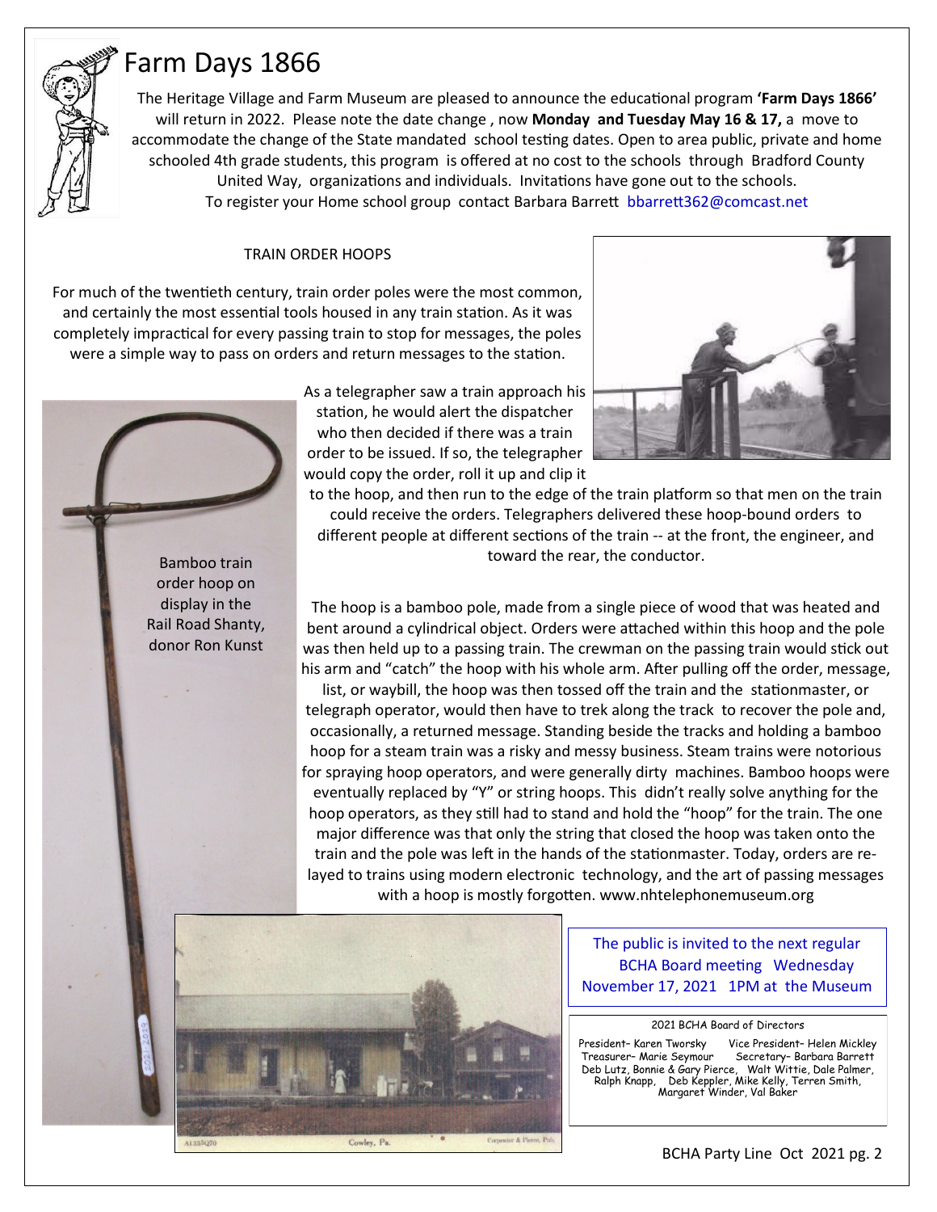# Farm Days 1866

The Heritage Village and Farm Museum are pleased to announce the educational program **'Farm Days 1866'** will return in 2022. Please note the date change , now **Monday and Tuesday May 16 & 17,** a move to accommodate the change of the State mandated school testing dates. Open to area public, private and home schooled 4th grade students, this program is offered at no cost to the schools through Bradford County United Way, organizations and individuals. Invitations have gone out to the schools. To register your Home school group contact Barbara Barrett bbarrett362@comcast.net

## TRAIN ORDER HOOPS

For much of the twentieth century, train order poles were the most common, and certainly the most essential tools housed in any train station. As it was completely impractical for every passing train to stop for messages, the poles were a simple way to pass on orders and return messages to the station.

As a telegrapher saw a train approach his station, he would alert the dispatcher who then decided if there was a train order to be issued. If so, the telegrapher would copy the order, roll it up and clip it to the hoop, and then run to the edge of the train platform so that men on the train could receive the orders. Telegraphers delivered these hoop-bound orders to different people at different sections of the train -- at the front, the engineer, and toward the rear, the conductor.

Bamboo train order hoop on display in the Rail Road Shanty, donor Ron Kunst

The hoop is a bamboo pole, made from a single piece of wood that was heated and bent around a cylindrical object. Orders were attached within this hoop and the pole was then held up to a passing train. The crewman on the passing train would stick out his arm and "catch" the hoop with his whole arm. After pulling off the order, message, list, or waybill, the hoop was then tossed off the train and the stationmaster, or telegraph operator, would then have to trek along the track to recover the pole and, occasionally, a returned message. Standing beside the tracks and holding a bamboo hoop for a steam train was a risky and messy business. Steam trains were notorious for spraying hoop operators, and were generally dirty machines. Bamboo hoops were eventually replaced by "Y" or string hoops. This didn't really solve anything for the hoop operators, as they still had to stand and hold the "hoop" for the train. The one major difference was that only the string that closed the hoop was taken onto the train and the pole was left in the hands of the stationmaster. Today, orders are relayed to trains using modern electronic technology, and the art of passing messages with a hoop is mostly forgotten. www.nhtelephonemuseum.org

Cowley, Pa.

The public is invited to the next regular BCHA Board meeting Wednesday November 17, 2021 1PM at the Museum

2021 BCHA Board of Directors

President– Karen Tworsky Vice President– Helen Mickley
Treasurer– Marie Seymour Secretary– Barbara Barrett
Deb Lutz, Bonnie & Gary Pierce, Walt Wittie, Dale Palmer, Ralph Knapp, Deb Keppler, Mike Kelly, Terren Smith, Margaret Winder, Val Baker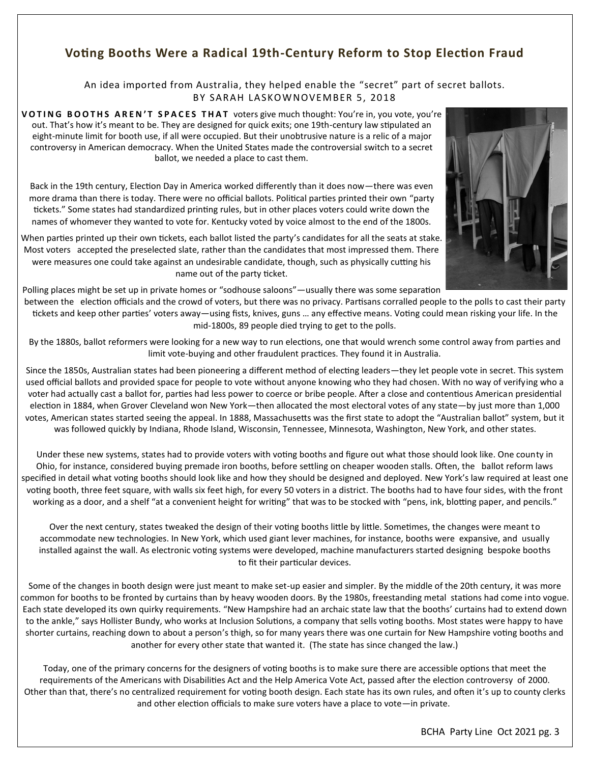## Voting Booths Were a Radical 19th-Century Reform to Stop Election Fraud

An idea imported from Australia, they helped enable the "secret" part of secret ballots.
BY SARAH LASKOWNOVEMBER 5, 2018

**VOTING BOOTHS AREN'T SPACES THAT** voters give much thought: You're in, you vote, you're out. That's how it's meant to be. They are designed for quick exits; one 19th-century law stipulated an eight-minute limit for booth use, if all were occupied. But their unobtrusive nature is a relic of a major controversy in American democracy. When the United States made the controversial switch to a secret ballot, we needed a place to cast them.

Back in the 19th century, Election Day in America worked differently than it does now—there was even more drama than there is today. There were no official ballots. Political parties printed their own "party tickets." Some states had standardized printing rules, but in other places voters could write down the names of whomever they wanted to vote for. Kentucky voted by voice almost to the end of the 1800s.

When parties printed up their own tickets, each ballot listed the party's candidates for all the seats at stake. Most voters accepted the preselected slate, rather than the candidates that most impressed them. There were measures one could take against an undesirable candidate, though, such as physically cutting his name out of the party ticket.

Polling places might be set up in private homes or "sodhouse saloons"—usually there was some separation between the election officials and the crowd of voters, but there was no privacy. Partisans corralled people to the polls to cast their party tickets and keep other parties' voters away—using fists, knives, guns … any effective means. Voting could mean risking your life. In the mid-1800s, 89 people died trying to get to the polls.

By the 1880s, ballot reformers were looking for a new way to run elections, one that would wrench some control away from parties and limit vote-buying and other fraudulent practices. They found it in Australia.

Since the 1850s, Australian states had been pioneering a different method of electing leaders—they let people vote in secret. This system used official ballots and provided space for people to vote without anyone knowing who they had chosen. With no way of verifying who a voter had actually cast a ballot for, parties had less power to coerce or bribe people. After a close and contentious American presidential election in 1884, when Grover Cleveland won New York—then allocated the most electoral votes of any state—by just more than 1,000 votes, American states started seeing the appeal. In 1888, Massachusetts was the first state to adopt the "Australian ballot" system, but it was followed quickly by Indiana, Rhode Island, Wisconsin, Tennessee, Minnesota, Washington, New York, and other states.

Under these new systems, states had to provide voters with voting booths and figure out what those should look like. One county in Ohio, for instance, considered buying premade iron booths, before settling on cheaper wooden stalls. Often, the ballot reform laws specified in detail what voting booths should look like and how they should be designed and deployed. New York's law required at least one voting booth, three feet square, with walls six feet high, for every 50 voters in a district. The booths had to have four sides, with the front working as a door, and a shelf "at a convenient height for writing" that was to be stocked with "pens, ink, blotting paper, and pencils."

Over the next century, states tweaked the design of their voting booths little by little. Sometimes, the changes were meant to accommodate new technologies. In New York, which used giant lever machines, for instance, booths were expansive, and usually installed against the wall. As electronic voting systems were developed, machine manufacturers started designing bespoke booths to fit their particular devices.

Some of the changes in booth design were just meant to make set-up easier and simpler. By the middle of the 20th century, it was more common for booths to be fronted by curtains than by heavy wooden doors. By the 1980s, freestanding metal stations had come into vogue. Each state developed its own quirky requirements. "New Hampshire had an archaic state law that the booths' curtains had to extend down to the ankle," says Hollister Bundy, who works at Inclusion Solutions, a company that sells voting booths. Most states were happy to have shorter curtains, reaching down to about a person's thigh, so for many years there was one curtain for New Hampshire voting booths and another for every other state that wanted it. (The state has since changed the law.)

Today, one of the primary concerns for the designers of voting booths is to make sure there are accessible options that meet the requirements of the Americans with Disabilities Act and the Help America Vote Act, passed after the election controversy of 2000. Other than that, there's no centralized requirement for voting booth design. Each state has its own rules, and often it's up to county clerks and other election officials to make sure voters have a place to vote—in private.